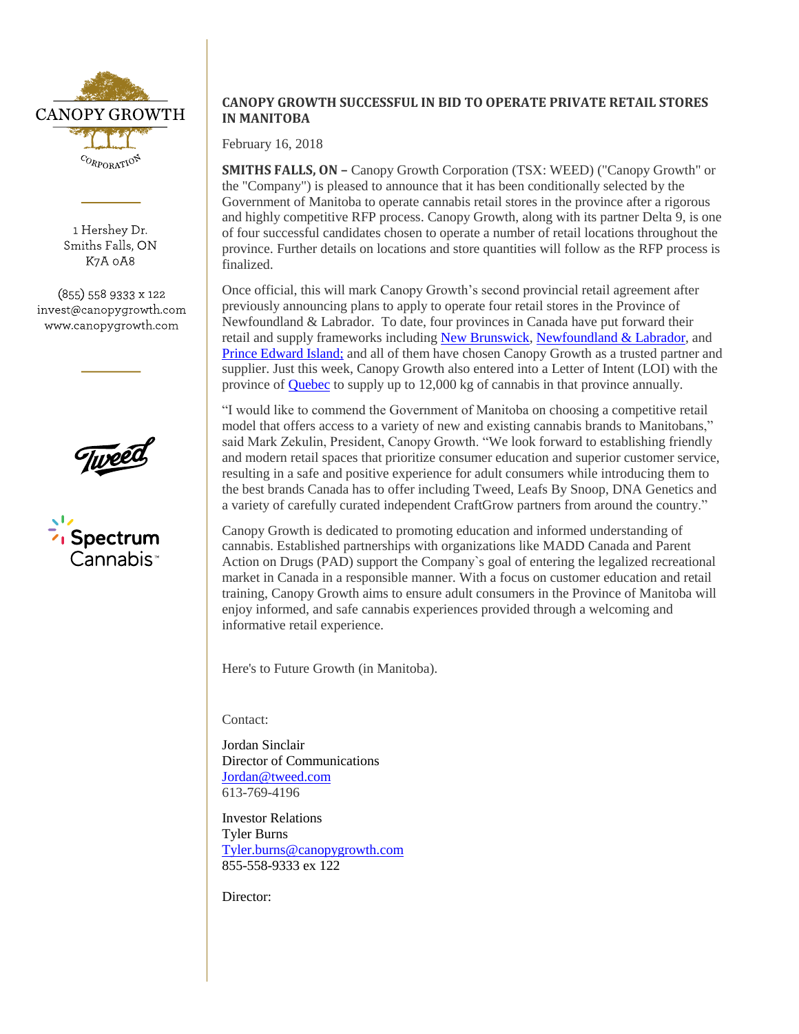1 Hershey Dr.
Smiths Falls, ON
K7A 0A8

(855) 558 9333 x 122
invest@canopygrowth.com
www.canopygrowth.com

## CANOPY GROWTH SUCCESSFUL IN BID TO OPERATE PRIVATE RETAIL STORES IN MANITOBA

February 16, 2018

**SMITHS FALLS, ON –** Canopy Growth Corporation (TSX: WEED) ("Canopy Growth" or the "Company") is pleased to announce that it has been conditionally selected by the Government of Manitoba to operate cannabis retail stores in the province after a rigorous and highly competitive RFP process. Canopy Growth, along with its partner Delta 9, is one of four successful candidates chosen to operate a number of retail locations throughout the province. Further details on locations and store quantities will follow as the RFP process is finalized.

Once official, this will mark Canopy Growth's second provincial retail agreement after previously announcing plans to apply to operate four retail stores in the Province of Newfoundland & Labrador. To date, four provinces in Canada have put forward their retail and supply frameworks including New Brunswick, Newfoundland & Labrador, and Prince Edward Island; and all of them have chosen Canopy Growth as a trusted partner and supplier. Just this week, Canopy Growth also entered into a Letter of Intent (LOI) with the province of Quebec to supply up to 12,000 kg of cannabis in that province annually.

"I would like to commend the Government of Manitoba on choosing a competitive retail model that offers access to a variety of new and existing cannabis brands to Manitobans," said Mark Zekulin, President, Canopy Growth. "We look forward to establishing friendly and modern retail spaces that prioritize consumer education and superior customer service, resulting in a safe and positive experience for adult consumers while introducing them to the best brands Canada has to offer including Tweed, Leafs By Snoop, DNA Genetics and a variety of carefully curated independent CraftGrow partners from around the country."

Canopy Growth is dedicated to promoting education and informed understanding of cannabis. Established partnerships with organizations like MADD Canada and Parent Action on Drugs (PAD) support the Company`s goal of entering the legalized recreational market in Canada in a responsible manner. With a focus on customer education and retail training, Canopy Growth aims to ensure adult consumers in the Province of Manitoba will enjoy informed, and safe cannabis experiences provided through a welcoming and informative retail experience.

Here's to Future Growth (in Manitoba).

Contact:

Jordan Sinclair
Director of Communications
Jordan@tweed.com
613-769-4196

Investor Relations
Tyler Burns
Tyler.burns@canopygrowth.com
855-558-9333 ex 122

Director: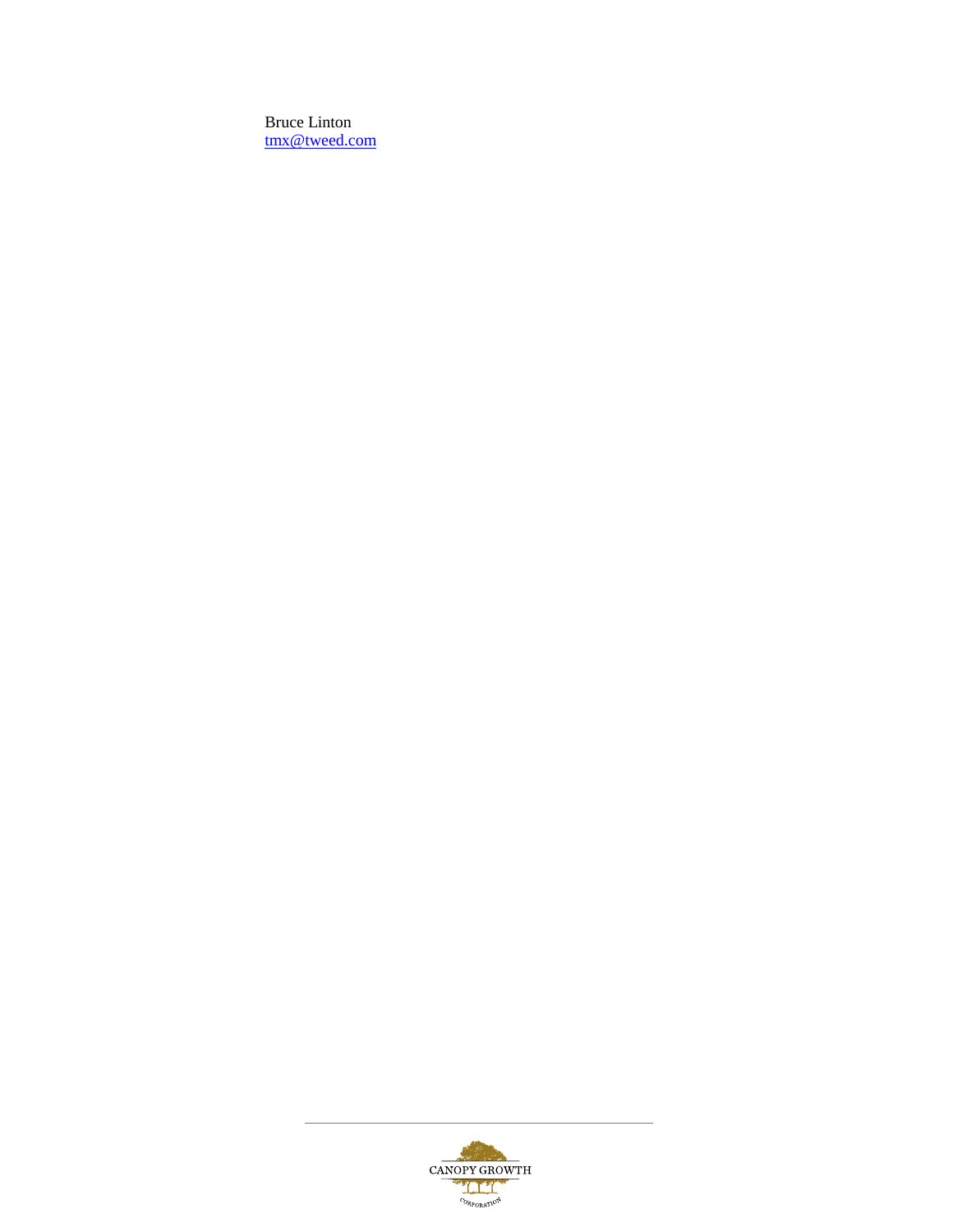Bruce Linton
[tmx@tweed.com](mailto:tmx@tweed.com)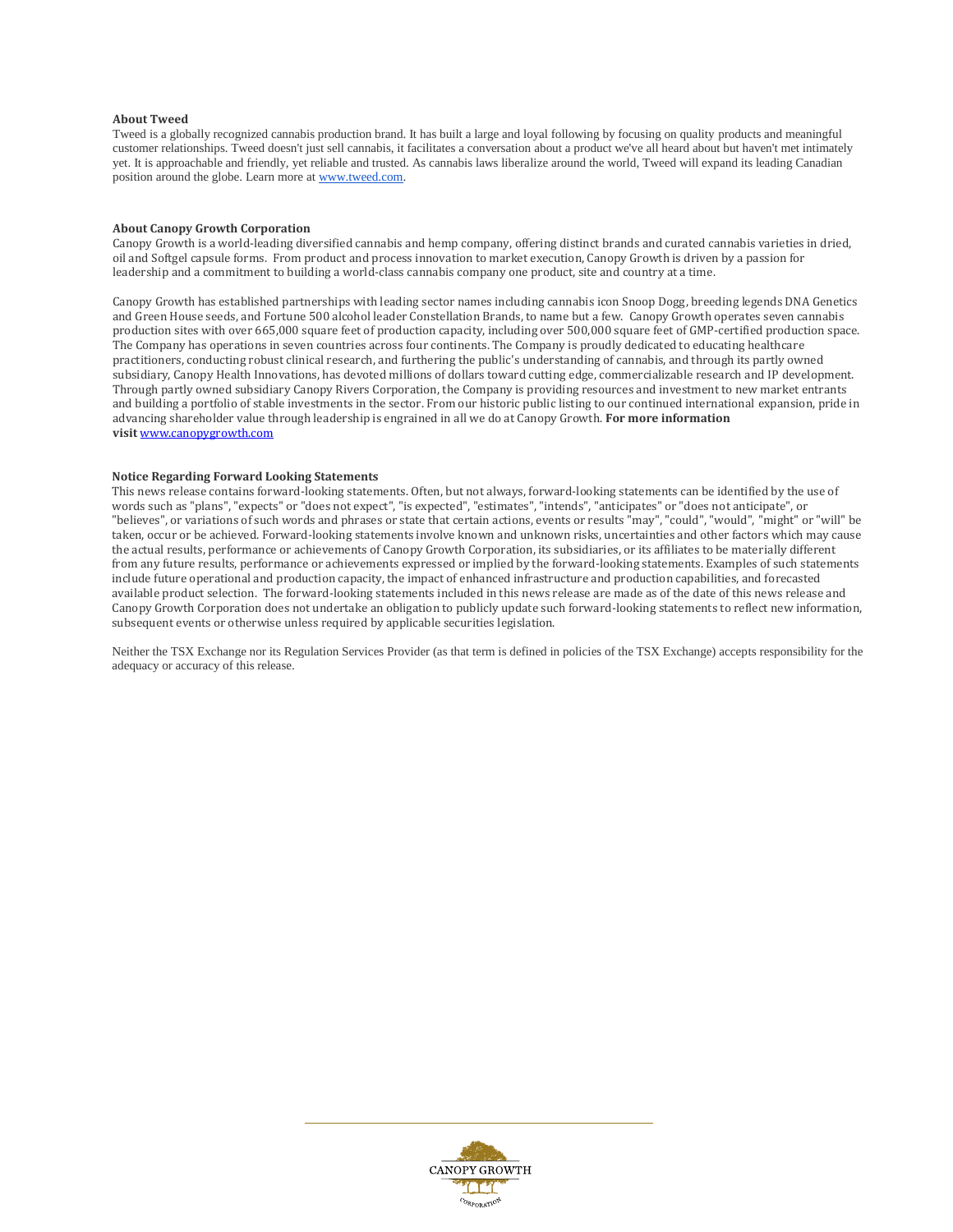**About Tweed**

Tweed is a globally recognized cannabis production brand. It has built a large and loyal following by focusing on quality products and meaningful customer relationships. Tweed doesn't just sell cannabis, it facilitates a conversation about a product we've all heard about but haven't met intimately yet. It is approachable and friendly, yet reliable and trusted. As cannabis laws liberalize around the world, Tweed will expand its leading Canadian position around the globe. Learn more at www.tweed.com.

**About Canopy Growth Corporation**

Canopy Growth is a world-leading diversified cannabis and hemp company, offering distinct brands and curated cannabis varieties in dried, oil and Softgel capsule forms. From product and process innovation to market execution, Canopy Growth is driven by a passion for leadership and a commitment to building a world-class cannabis company one product, site and country at a time.

Canopy Growth has established partnerships with leading sector names including cannabis icon Snoop Dogg, breeding legends DNA Genetics and Green House seeds, and Fortune 500 alcohol leader Constellation Brands, to name but a few. Canopy Growth operates seven cannabis production sites with over 665,000 square feet of production capacity, including over 500,000 square feet of GMP-certified production space. The Company has operations in seven countries across four continents. The Company is proudly dedicated to educating healthcare practitioners, conducting robust clinical research, and furthering the public's understanding of cannabis, and through its partly owned subsidiary, Canopy Health Innovations, has devoted millions of dollars toward cutting edge, commercializable research and IP development. Through partly owned subsidiary Canopy Rivers Corporation, the Company is providing resources and investment to new market entrants and building a portfolio of stable investments in the sector. From our historic public listing to our continued international expansion, pride in advancing shareholder value through leadership is engrained in all we do at Canopy Growth. **For more information visit** www.canopygrowth.com

**Notice Regarding Forward Looking Statements**

This news release contains forward-looking statements. Often, but not always, forward-looking statements can be identified by the use of words such as "plans", "expects" or "does not expect", "is expected", "estimates", "intends", "anticipates" or "does not anticipate", or "believes", or variations of such words and phrases or state that certain actions, events or results "may", "could", "would", "might" or "will" be taken, occur or be achieved. Forward-looking statements involve known and unknown risks, uncertainties and other factors which may cause the actual results, performance or achievements of Canopy Growth Corporation, its subsidiaries, or its affiliates to be materially different from any future results, performance or achievements expressed or implied by the forward-looking statements. Examples of such statements include future operational and production capacity, the impact of enhanced infrastructure and production capabilities, and forecasted available product selection. The forward-looking statements included in this news release are made as of the date of this news release and Canopy Growth Corporation does not undertake an obligation to publicly update such forward-looking statements to reflect new information, subsequent events or otherwise unless required by applicable securities legislation.

Neither the TSX Exchange nor its Regulation Services Provider (as that term is defined in policies of the TSX Exchange) accepts responsibility for the adequacy or accuracy of this release.